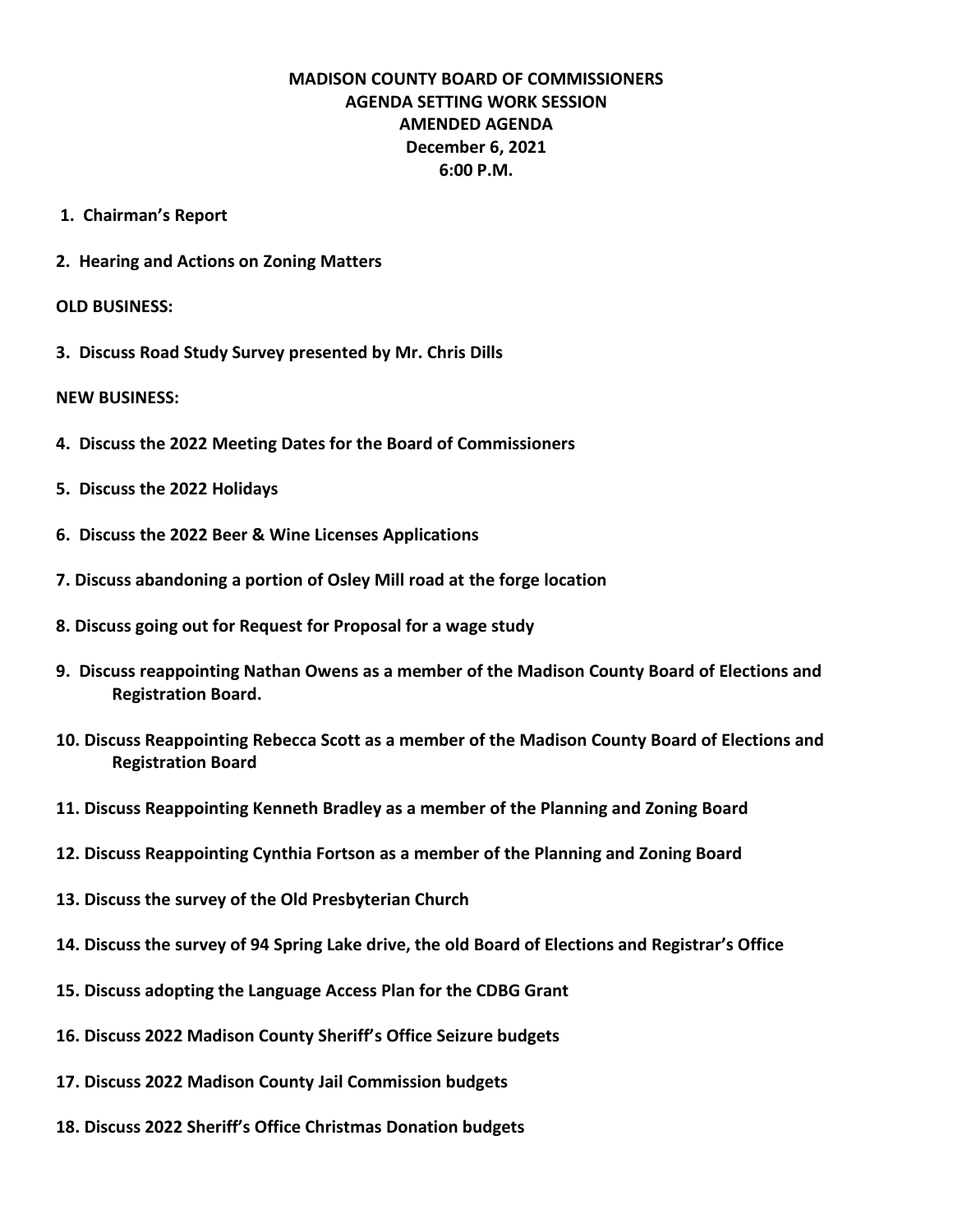**MADISON COUNTY BOARD OF COMMISSIONERS**
**AGENDA SETTING WORK SESSION**
**AMENDED AGENDA**
**December 6, 2021**
**6:00 P.M.**

1. **Chairman's Report**

2. **Hearing and Actions on Zoning Matters**

**OLD BUSINESS:**

3. **Discuss Road Study Survey presented by Mr. Chris Dills**

**NEW BUSINESS:**

4. **Discuss the 2022 Meeting Dates for the Board of Commissioners**

5. **Discuss the 2022 Holidays**

6. **Discuss the 2022 Beer & Wine Licenses Applications**

7. **Discuss abandoning a portion of Osley Mill road at the forge location**

8. **Discuss going out for Request for Proposal for a wage study**

9. **Discuss reappointing Nathan Owens as a member of the Madison County Board of Elections and Registration Board.**

10. **Discuss Reappointing Rebecca Scott as a member of the Madison County Board of Elections and Registration Board**

11. **Discuss Reappointing Kenneth Bradley as a member of the Planning and Zoning Board**

12. **Discuss Reappointing Cynthia Fortson as a member of the Planning and Zoning Board**

13. **Discuss the survey of the Old Presbyterian Church**

14. **Discuss the survey of 94 Spring Lake drive, the old Board of Elections and Registrar's Office**

15. **Discuss adopting the Language Access Plan for the CDBG Grant**

16. **Discuss 2022 Madison County Sheriff's Office Seizure budgets**

17. **Discuss 2022 Madison County Jail Commission budgets**

18. **Discuss 2022 Sheriff's Office Christmas Donation budgets**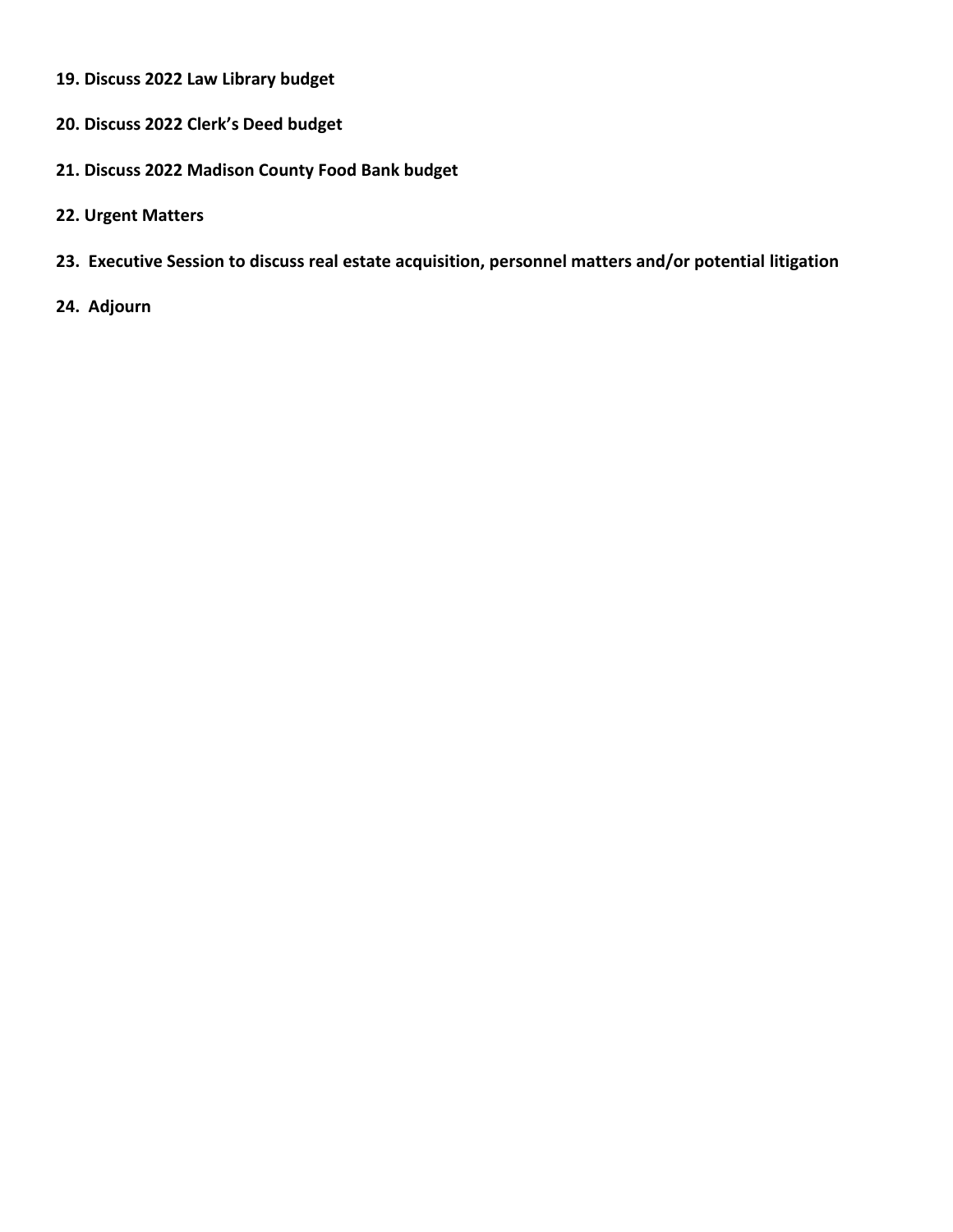**19. Discuss 2022 Law Library budget**

**20. Discuss 2022 Clerk's Deed budget**

**21. Discuss 2022 Madison County Food Bank budget**

**22. Urgent Matters**

**23. Executive Session to discuss real estate acquisition, personnel matters and/or potential litigation**

**24. Adjourn**